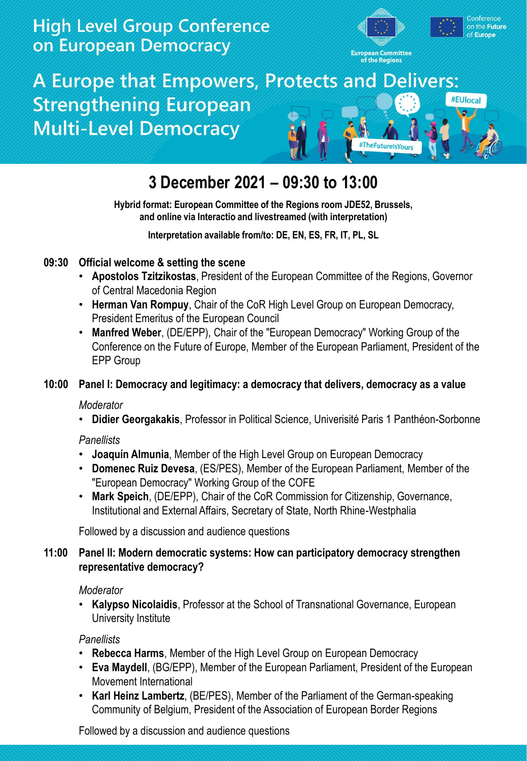# High Level Group Conference on European Democracy

European Committee of the Regions

Conference on the Future of Europe

## A Europe that Empowers, Protects and Delivers: Strengthening European Multi-Level Democracy

#EUlocal #TheFutureIsYours

## 3 December 2021 – 09:30 to 13:00

**Hybrid format: European Committee of the Regions room JDE52, Brussels, and online via Interactio and livestreamed (with interpretation)**

**Interpretation available from/to: DE, EN, ES, FR, IT, PL, SL**

### 09:30 Official welcome & setting the scene

- **Apostolos Tzitzikostas**, President of the European Committee of the Regions, Governor of Central Macedonia Region
- **Herman Van Rompuy**, Chair of the CoR High Level Group on European Democracy, President Emeritus of the European Council
- **Manfred Weber**, (DE/EPP), Chair of the "European Democracy" Working Group of the Conference on the Future of Europe, Member of the European Parliament, President of the EPP Group

### 10:00 Panel I: Democracy and legitimacy: a democracy that delivers, democracy as a value

*Moderator*

- **Didier Georgakakis**, Professor in Political Science, Univerisité Paris 1 Panthéon-Sorbonne

*Panellists*

- **Joaquín Almunia**, Member of the High Level Group on European Democracy
- **Domenec Ruiz Devesa**, (ES/PES), Member of the European Parliament, Member of the "European Democracy" Working Group of the COFE
- **Mark Speich**, (DE/EPP), Chair of the CoR Commission for Citizenship, Governance, Institutional and External Affairs, Secretary of State, North Rhine-Westphalia

Followed by a discussion and audience questions

### 11:00 Panel II: Modern democratic systems: How can participatory democracy strengthen representative democracy?

*Moderator*

- **Kalypso Nicolaidis**, Professor at the School of Transnational Governance, European University Institute

*Panellists*

- **Rebecca Harms**, Member of the High Level Group on European Democracy
- **Eva Maydell**, (BG/EPP), Member of the European Parliament, President of the European Movement International
- **Karl Heinz Lambertz**, (BE/PES), Member of the Parliament of the German-speaking Community of Belgium, President of the Association of European Border Regions

Followed by a discussion and audience questions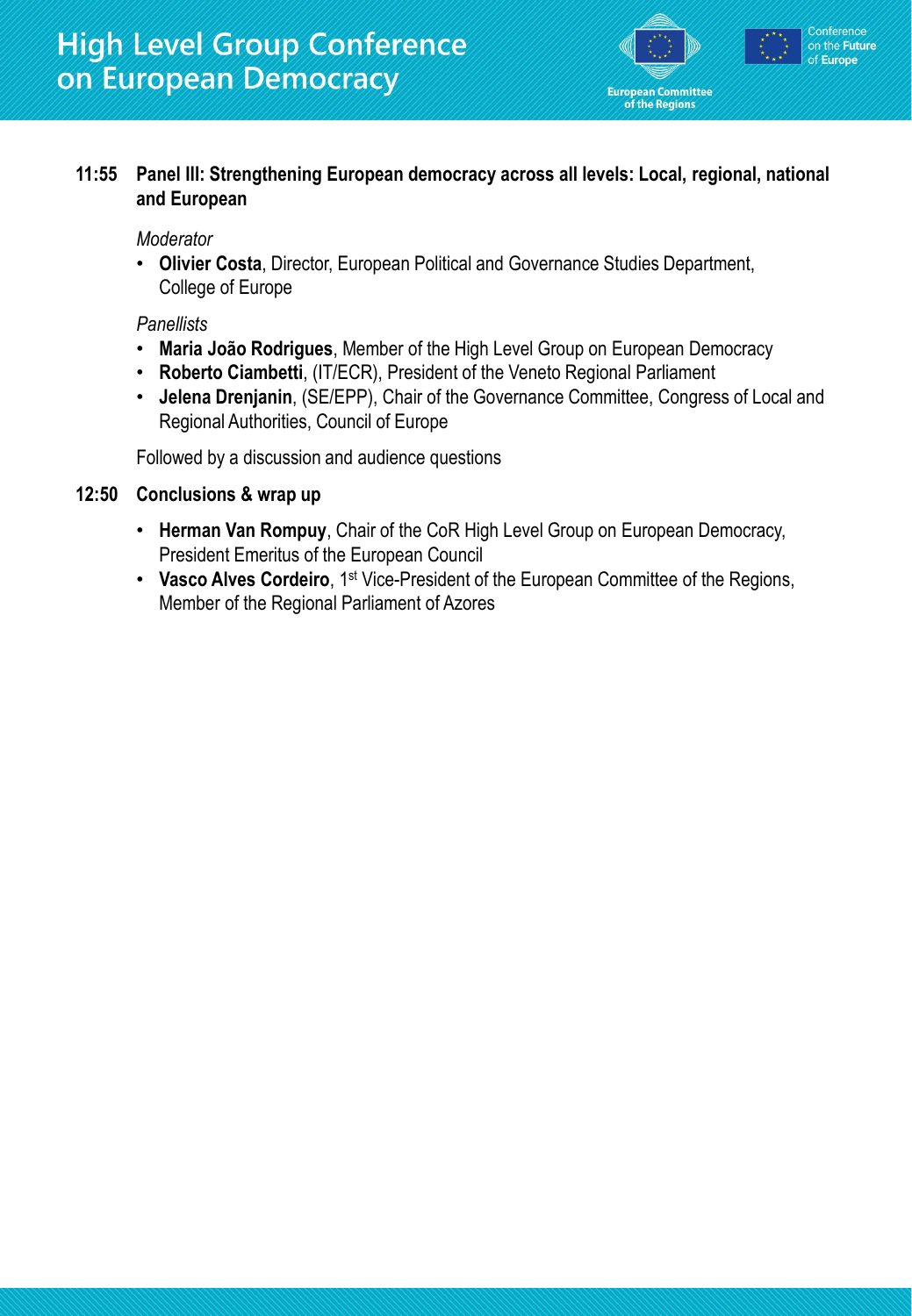**11:55 Panel III: Strengthening European democracy across all levels: Local, regional, national and European**

*Moderator*

- **Olivier Costa**, Director, European Political and Governance Studies Department, College of Europe

*Panellists*

- **Maria João Rodrigues**, Member of the High Level Group on European Democracy
- **Roberto Ciambetti**, (IT/ECR), President of the Veneto Regional Parliament
- **Jelena Drenjanin**, (SE/EPP), Chair of the Governance Committee, Congress of Local and Regional Authorities, Council of Europe

Followed by a discussion and audience questions

**12:50 Conclusions & wrap up**

- **Herman Van Rompuy**, Chair of the CoR High Level Group on European Democracy, President Emeritus of the European Council
- **Vasco Alves Cordeiro**, 1st Vice-President of the European Committee of the Regions, Member of the Regional Parliament of Azores